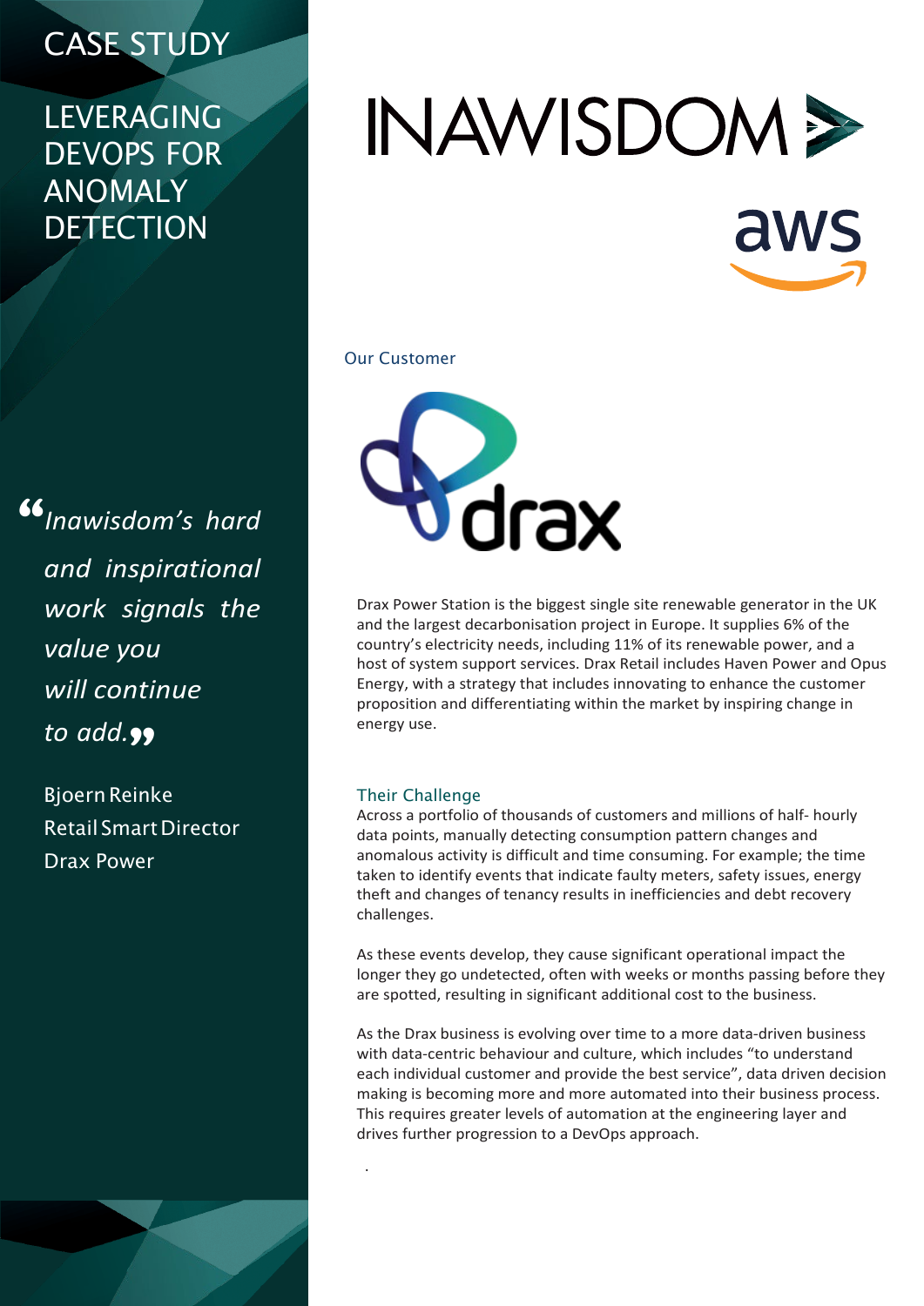CASE STUDY

# LEVERAGING DEVOPS FOR ANOMALY DETECTION

INAWISDOM

aws

*"Inawisdom's hard and inspirational work signals the value you will continue to add."*

Bjoern Reinke
Retail Smart Director
Drax Power

## Our Customer

drax

Drax Power Station is the biggest single site renewable generator in the UK and the largest decarbonisation project in Europe. It supplies 6% of the country's electricity needs, including 11% of its renewable power, and a host of system support services. Drax Retail includes Haven Power and Opus Energy, with a strategy that includes innovating to enhance the customer proposition and differentiating within the market by inspiring change in energy use.

## Their Challenge

Across a portfolio of thousands of customers and millions of half- hourly data points, manually detecting consumption pattern changes and anomalous activity is difficult and time consuming. For example; the time taken to identify events that indicate faulty meters, safety issues, energy theft and changes of tenancy results in inefficiencies and debt recovery challenges.

As these events develop, they cause significant operational impact the longer they go undetected, often with weeks or months passing before they are spotted, resulting in significant additional cost to the business.

As the Drax business is evolving over time to a more data-driven business with data-centric behaviour and culture, which includes "to understand each individual customer and provide the best service", data driven decision making is becoming more and more automated into their business process. This requires greater levels of automation at the engineering layer and drives further progression to a DevOps approach.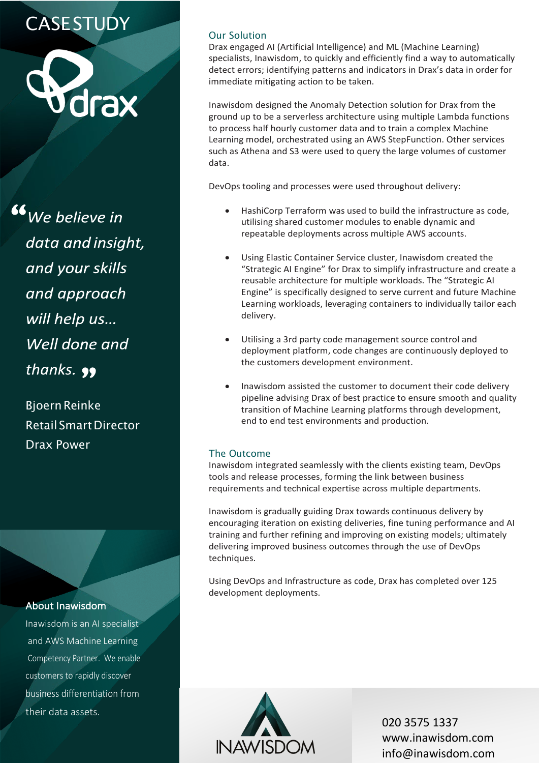# CASE STUDY

drax

> *"We believe in data and insight, and your skills and approach will help us… Well done and thanks."*

Bjoern Reinke
Retail Smart Director
Drax Power

## Our Solution

Drax engaged AI (Artificial Intelligence) and ML (Machine Learning) specialists, Inawisdom, to quickly and efficiently find a way to automatically detect errors; identifying patterns and indicators in Drax's data in order for immediate mitigating action to be taken.

Inawisdom designed the Anomaly Detection solution for Drax from the ground up to be a serverless architecture using multiple Lambda functions to process half hourly customer data and to train a complex Machine Learning model, orchestrated using an AWS StepFunction. Other services such as Athena and S3 were used to query the large volumes of customer data.

DevOps tooling and processes were used throughout delivery:

- HashiCorp Terraform was used to build the infrastructure as code, utilising shared customer modules to enable dynamic and repeatable deployments across multiple AWS accounts.
- Using Elastic Container Service cluster, Inawisdom created the "Strategic AI Engine" for Drax to simplify infrastructure and create a reusable architecture for multiple workloads. The "Strategic AI Engine" is specifically designed to serve current and future Machine Learning workloads, leveraging containers to individually tailor each delivery.
- Utilising a 3rd party code management source control and deployment platform, code changes are continuously deployed to the customers development environment.
- Inawisdom assisted the customer to document their code delivery pipeline advising Drax of best practice to ensure smooth and quality transition of Machine Learning platforms through development, end to end test environments and production.

## The Outcome

Inawisdom integrated seamlessly with the clients existing team, DevOps tools and release processes, forming the link between business requirements and technical expertise across multiple departments.

Inawisdom is gradually guiding Drax towards continuous delivery by encouraging iteration on existing deliveries, fine tuning performance and AI training and further refining and improving on existing models; ultimately delivering improved business outcomes through the use of DevOps techniques.

Using DevOps and Infrastructure as code, Drax has completed over 125 development deployments.

## About Inawisdom

Inawisdom is an AI specialist and AWS Machine Learning Competency Partner. We enable customers to rapidly discover business differentiation from their data assets.

INAWISDOM

020 3575 1337
www.inawisdom.com
info@inawisdom.com